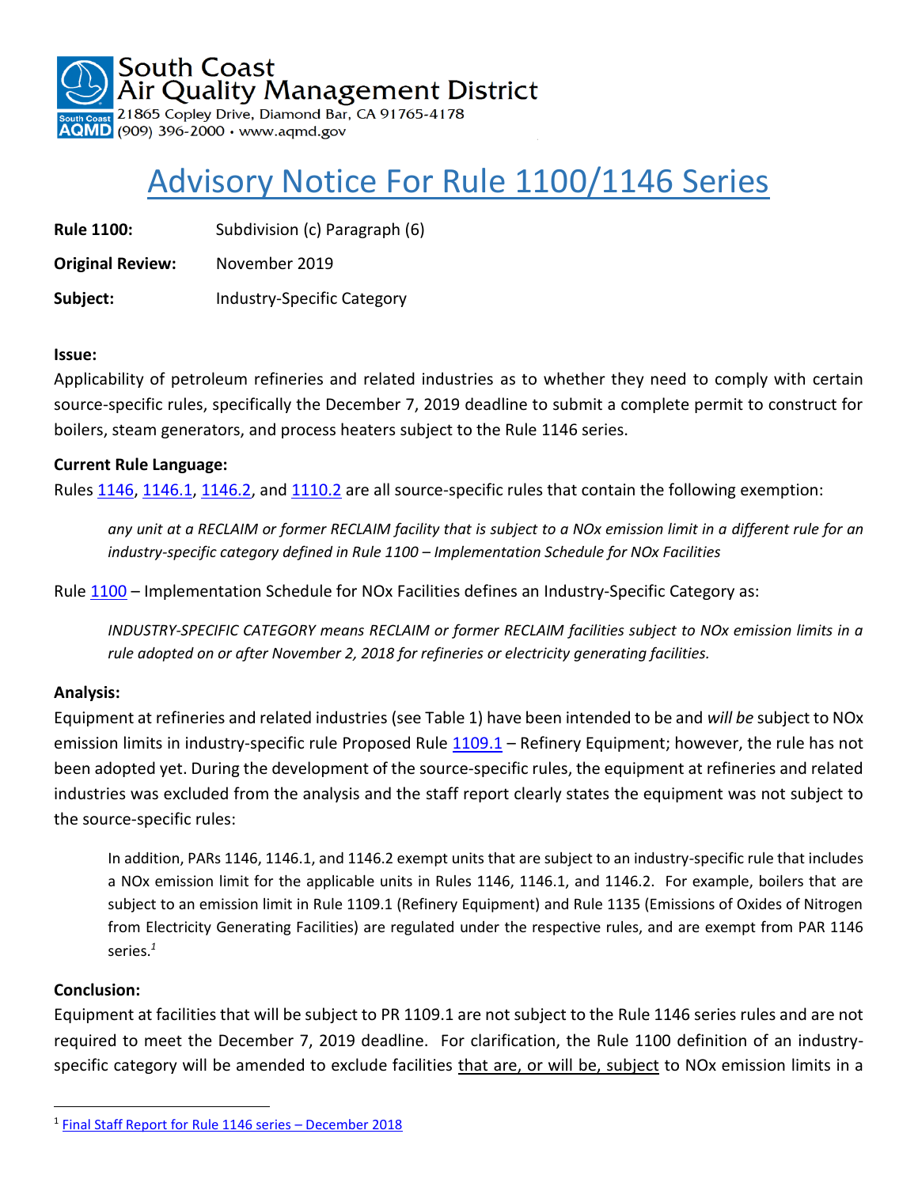South Coast Air Quality Management District
21865 Copley Drive, Diamond Bar, CA 91765-4178
(909) 396-2000 • www.aqmd.gov

# Advisory Notice For Rule 1100/1146 Series

**Rule 1100:** Subdivision (c) Paragraph (6)

**Original Review:** November 2019

**Subject:** Industry-Specific Category

**Issue:**
Applicability of petroleum refineries and related industries as to whether they need to comply with certain source-specific rules, specifically the December 7, 2019 deadline to submit a complete permit to construct for boilers, steam generators, and process heaters subject to the Rule 1146 series.

**Current Rule Language:**
Rules 1146, 1146.1, 1146.2, and 1110.2 are all source-specific rules that contain the following exemption:

> *any unit at a RECLAIM or former RECLAIM facility that is subject to a NOx emission limit in a different rule for an industry-specific category defined in Rule 1100 – Implementation Schedule for NOx Facilities*

Rule 1100 – Implementation Schedule for NOx Facilities defines an Industry-Specific Category as:

> *INDUSTRY-SPECIFIC CATEGORY means RECLAIM or former RECLAIM facilities subject to NOx emission limits in a rule adopted on or after November 2, 2018 for refineries or electricity generating facilities.*

**Analysis:**
Equipment at refineries and related industries (see Table 1) have been intended to be and *will be* subject to NOx emission limits in industry-specific rule Proposed Rule 1109.1 – Refinery Equipment; however, the rule has not been adopted yet. During the development of the source-specific rules, the equipment at refineries and related industries was excluded from the analysis and the staff report clearly states the equipment was not subject to the source-specific rules:

> In addition, PARs 1146, 1146.1, and 1146.2 exempt units that are subject to an industry-specific rule that includes a NOx emission limit for the applicable units in Rules 1146, 1146.1, and 1146.2. For example, boilers that are subject to an emission limit in Rule 1109.1 (Refinery Equipment) and Rule 1135 (Emissions of Oxides of Nitrogen from Electricity Generating Facilities) are regulated under the respective rules, and are exempt from PAR 1146 series.[1]

**Conclusion:**
Equipment at facilities that will be subject to PR 1109.1 are not subject to the Rule 1146 series rules and are not required to meet the December 7, 2019 deadline. For clarification, the Rule 1100 definition of an industry-specific category will be amended to exclude facilities that are, or will be, subject to NOx emission limits in a

[1] Final Staff Report for Rule 1146 series – December 2018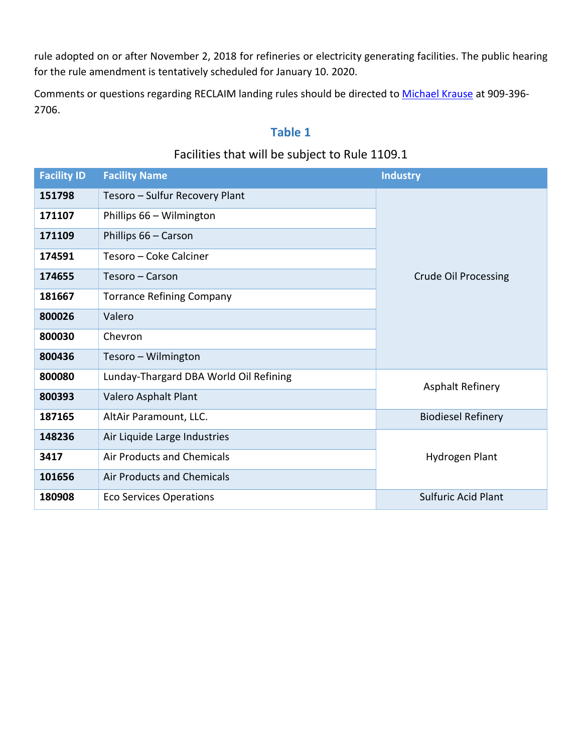rule adopted on or after November 2, 2018 for refineries or electricity generating facilities. The public hearing for the rule amendment is tentatively scheduled for January 10. 2020.

Comments or questions regarding RECLAIM landing rules should be directed to Michael Krause at 909-396-2706.

## Table 1

Facilities that will be subject to Rule 1109.1

| Facility ID | Facility Name | Industry |
|---|---|---|
| **151798** | Tesoro – Sulfur Recovery Plant | Crude Oil Processing |
| **171107** | Phillips 66 – Wilmington | |
| **171109** | Phillips 66 – Carson | |
| **174591** | Tesoro – Coke Calciner | |
| **174655** | Tesoro – Carson | |
| **181667** | Torrance Refining Company | |
| **800026** | Valero | |
| **800030** | Chevron | |
| **800436** | Tesoro – Wilmington | |
| **800080** | Lunday-Thargard DBA World Oil Refining | Asphalt Refinery |
| **800393** | Valero Asphalt Plant | |
| **187165** | AltAir Paramount, LLC. | Biodiesel Refinery |
| **148236** | Air Liquide Large Industries | Hydrogen Plant |
| **3417** | Air Products and Chemicals | |
| **101656** | Air Products and Chemicals | |
| **180908** | Eco Services Operations | Sulfuric Acid Plant |